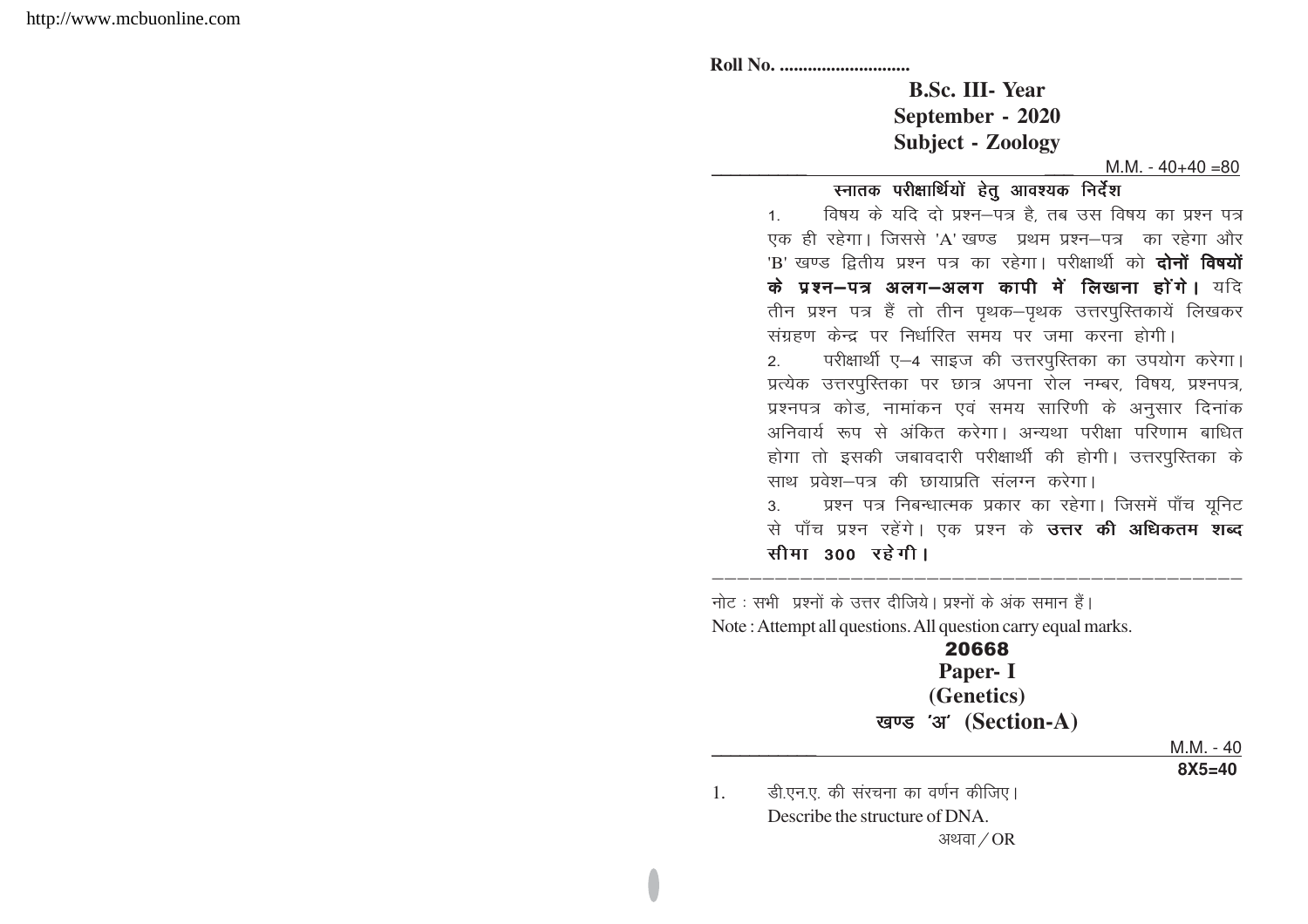Roll No. ............................

# B.Sc. III- Year
## September - 2020
## Subject - Zoology

M.M. - 40+40 =80

### स्नातक परीक्षार्थियों हेतु आवश्यक निर्देश

1. विषय के यदि दो प्रश्न–पत्र है, तब उस विषय का प्रश्न पत्र एक ही रहेगा। जिससे 'A' खण्ड प्रथम प्रश्न–पत्र का रहेगा और 'B' खण्ड द्वितीय प्रश्न पत्र का रहेगा। परीक्षार्थी को **दोनों विषयों के प्रश्न–पत्र अलग–अलग कापी में लिखाना होंगे।** यदि तीन प्रश्न पत्र हैं तो तीन पृथक–पृथक उत्तरपुस्तिकायें लिखकर संग्रहण केन्द्र पर निर्धारित समय पर जमा करना होगी।
2. परीक्षार्थी ए–4 साइज की उत्तरपुस्तिका का उपयोग करेगा। प्रत्येक उत्तरपुस्तिका पर छात्र अपना रोल नम्बर, विषय, प्रश्नपत्र, प्रश्नपत्र कोड, नामांकन एवं समय सारिणी के अनुसार दिनांक अनिवार्य रूप से अंकित करेगा। अन्यथा परीक्षा परिणाम बाधित होगा तो इसकी जबावदारी परीक्षार्थी की होगी। उत्तरपुस्तिका के साथ प्रवेश–पत्र की छायाप्रति संलग्न करेगा।
3. प्रश्न पत्र निबन्धात्मक प्रकार का रहेगा। जिसमें पाँच यूनिट से पाँच प्रश्न रहेंगे। एक प्रश्न के **उत्तर की अधिकतम शब्द सीमा 300 रहेगी।**

---

नोट : सभी प्रश्नों के उत्तर दीजिये। प्रश्नों के अंक समान हैं।

Note : Attempt all questions. All question carry equal marks.

## 20668
## Paper- I
## (Genetics)
## खण्ड 'अ' (Section-A)

M.M. - 40

**8X5=40**

1. डी.एन.ए. की संरचना का वर्णन कीजिए।
   Describe the structure of DNA.

   अथवा / OR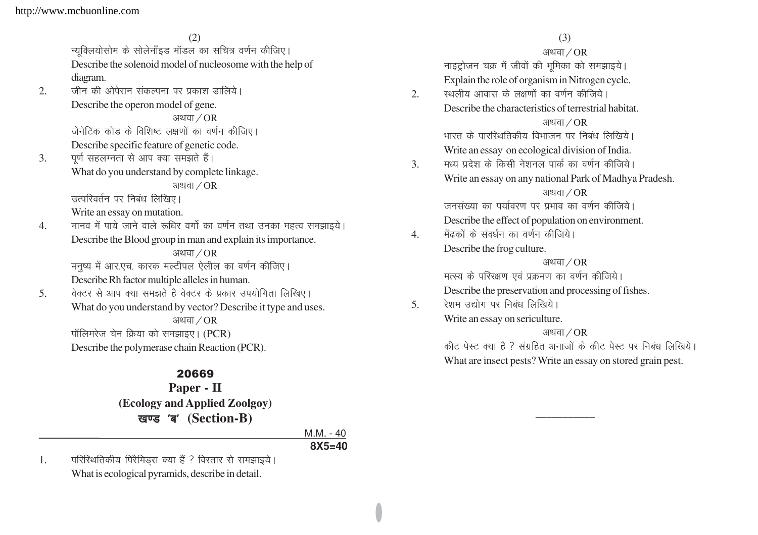न्यूक्लियोसोम के सोलेनॉइड मॉडल का सचित्र वर्णन कीजिए।

Describe the solenoid model of nucleosome with the help of diagram.

2. जीन की ओपेरान संकल्पना पर प्रकाश डालिये।

Describe the operon model of gene.

अथवा / OR

जेनेटिक कोड के विशिष्ट लक्षणों का वर्णन कीजिए।

Describe specific feature of genetic code.

3. पूर्ण सहलग्नता से आप क्या समझते हैं।

What do you understand by complete linkage.

अथवा / OR

उत्परिवर्तन पर निबंध लिखिए।

Write an essay on mutation.

4. मानव में पाये जाने वाले रूधिर वर्गो का वर्णन तथा उनका महत्व समझाइये।

Describe the Blood group in man and explain its importance.

अथवा / OR

मनुष्य में आर.एच. कारक मल्टीपल ऐलील का वर्णन कीजिए।

Describe Rh factor multiple alleles in human.

5. वेक्टर से आप क्या समझते है वेक्टर के प्रकार उपयोगिता लिखिए।

What do you understand by vector? Describe it type and uses.

अथवा / OR

पॉलिमरेज चेन क्रिया को समझाइए। (PCR)

Describe the polymerase chain Reaction (PCR).

## 20669

## Paper - II

## (Ecology and Applied Zoolgoy)

## खण्ड 'ब' (Section-B)

M.M. - 40

**8X5=40**

1. परिस्थितिकीय पिरैमिड्स क्या हैं ? विस्तार से समझाइये।

What is ecological pyramids, describe in detail.

अथवा / OR

नाइट्रोजन चक्र में जीवों की भूमिका को समझाइये।

Explain the role of organism in Nitrogen cycle.

2. स्थलीय आवास के लक्षणों का वर्णन कीजिये।

Describe the characteristics of terrestrial habitat.

अथवा / OR

भारत के पारस्थितिकीय विभाजन पर निबंध लिखिये।

Write an essay on ecological division of India.

3. मध्य प्रदेश के किसी नेशनल पार्क का वर्णन कीजिये।

Write an essay on any national Park of Madhya Pradesh.

अथवा / OR

जनसंख्या का पर्यावरण पर प्रभाव का वर्णन कीजिये।

Describe the effect of population on environment.

4. मेंढकों के संवर्धन का वर्णन कीजिये।

Describe the frog culture.

अथवा / OR

मत्स्य के परिरक्षण एवं प्रक्रमण का वर्णन कीजिये।

Describe the preservation and processing of fishes.

5. रेशम उद्योग पर निबंध लिखिये।

Write an essay on sericulture.

अथवा / OR

कीट पेस्ट क्या है ? संग्रहित अनाजों के कीट पेस्ट पर निबंध लिखिये।

What are insect pests? Write an essay on stored grain pest.